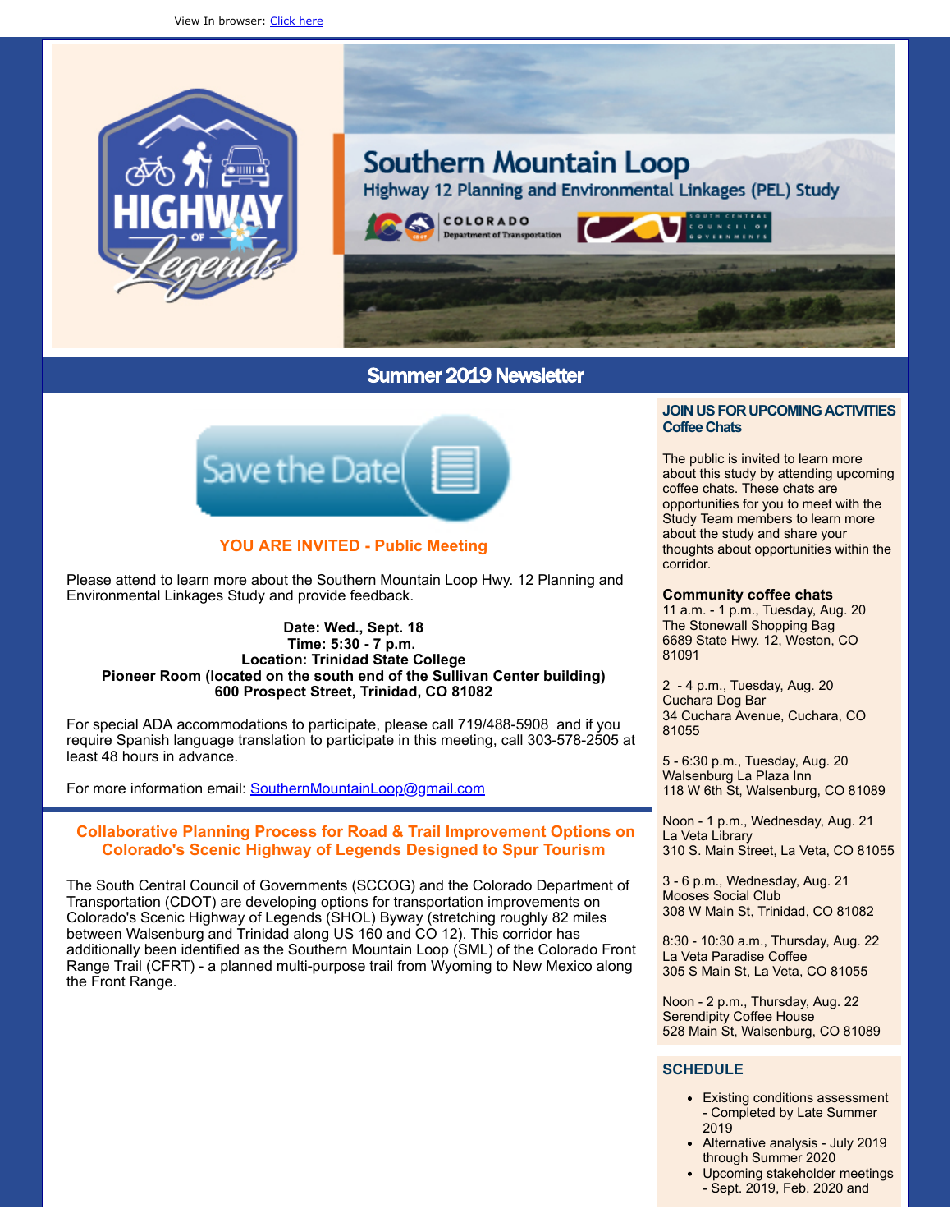View In browser: Click here

# Southern Mountain Loop

## Highway 12 Planning and Environmental Linkages (PEL) Study

COLORADO Department of Transportation

SOUTH CENTRAL COUNCIL OF GOVERNMENTS

HIGHWAY OF Legends

## Summer 2019 Newsletter

Save the Date

### YOU ARE INVITED - Public Meeting

Please attend to learn more about the Southern Mountain Loop Hwy. 12 Planning and Environmental Linkages Study and provide feedback.

**Date: Wed., Sept. 18**
**Time: 5:30 - 7 p.m.**
**Location: Trinidad State College**
**Pioneer Room (located on the south end of the Sullivan Center building)**
**600 Prospect Street, Trinidad, CO 81082**

For special ADA accommodations to participate, please call 719/488-5908 and if you require Spanish language translation to participate in this meeting, call 303-578-2505 at least 48 hours in advance.

For more information email: SouthernMountainLoop@gmail.com

### Collaborative Planning Process for Road & Trail Improvement Options on Colorado's Scenic Highway of Legends Designed to Spur Tourism

The South Central Council of Governments (SCCOG) and the Colorado Department of Transportation (CDOT) are developing options for transportation improvements on Colorado's Scenic Highway of Legends (SHOL) Byway (stretching roughly 82 miles between Walsenburg and Trinidad along US 160 and CO 12). This corridor has additionally been identified as the Southern Mountain Loop (SML) of the Colorado Front Range Trail (CFRT) - a planned multi-purpose trail from Wyoming to New Mexico along the Front Range.

### JOIN US FOR UPCOMING ACTIVITIES
### Coffee Chats

The public is invited to learn more about this study by attending upcoming coffee chats. These chats are opportunities for you to meet with the Study Team members to learn more about the study and share your thoughts about opportunities within the corridor.

**Community coffee chats**

11 a.m. - 1 p.m., Tuesday, Aug. 20
The Stonewall Shopping Bag
6689 State Hwy. 12, Weston, CO 81091

2 - 4 p.m., Tuesday, Aug. 20
Cuchara Dog Bar
34 Cuchara Avenue, Cuchara, CO 81055

5 - 6:30 p.m., Tuesday, Aug. 20
Walsenburg La Plaza Inn
118 W 6th St, Walsenburg, CO 81089

Noon - 1 p.m., Wednesday, Aug. 21
La Veta Library
310 S. Main Street, La Veta, CO 81055

3 - 6 p.m., Wednesday, Aug. 21
Mooses Social Club
308 W Main St, Trinidad, CO 81082

8:30 - 10:30 a.m., Thursday, Aug. 22
La Veta Paradise Coffee
305 S Main St, La Veta, CO 81055

Noon - 2 p.m., Thursday, Aug. 22
Serendipity Coffee House
528 Main St, Walsenburg, CO 81089

### SCHEDULE

- Existing conditions assessment - Completed by Late Summer 2019
- Alternative analysis - July 2019 through Summer 2020
- Upcoming stakeholder meetings - Sept. 2019, Feb. 2020 and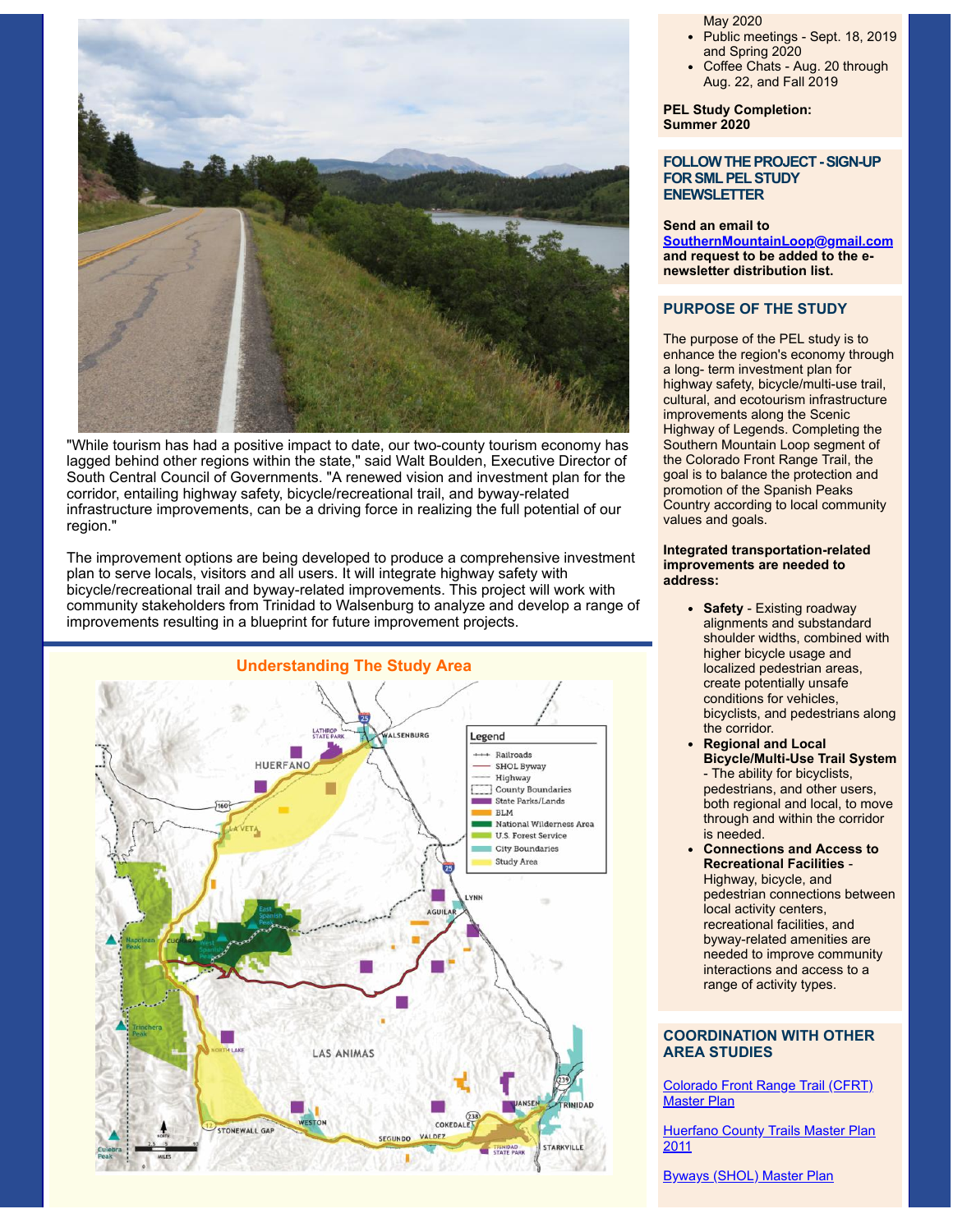"While tourism has had a positive impact to date, our two-county tourism economy has lagged behind other regions within the state," said Walt Boulden, Executive Director of South Central Council of Governments. "A renewed vision and investment plan for the corridor, entailing highway safety, bicycle/recreational trail, and byway-related infrastructure improvements, can be a driving force in realizing the full potential of our region."

The improvement options are being developed to produce a comprehensive investment plan to serve locals, visitors and all users. It will integrate highway safety with bicycle/recreational trail and byway-related improvements. This project will work with community stakeholders from Trinidad to Walsenburg to analyze and develop a range of improvements resulting in a blueprint for future improvement projects.

## Understanding The Study Area

May 2020

- Public meetings - Sept. 18, 2019 and Spring 2020
- Coffee Chats - Aug. 20 through Aug. 22, and Fall 2019

**PEL Study Completion: Summer 2020**

### FOLLOW THE PROJECT - SIGN-UP FOR SML PEL STUDY ENEWSLETTER

**Send an email to [SouthernMountainLoop@gmail.com](mailto:SouthernMountainLoop@gmail.com) and request to be added to the e-newsletter distribution list.**

### PURPOSE OF THE STUDY

The purpose of the PEL study is to enhance the region's economy through a long- term investment plan for highway safety, bicycle/multi-use trail, cultural, and ecotourism infrastructure improvements along the Scenic Highway of Legends. Completing the Southern Mountain Loop segment of the Colorado Front Range Trail, the goal is to balance the protection and promotion of the Spanish Peaks Country according to local community values and goals.

**Integrated transportation-related improvements are needed to address:**

- **Safety** - Existing roadway alignments and substandard shoulder widths, combined with higher bicycle usage and localized pedestrian areas, create potentially unsafe conditions for vehicles, bicyclists, and pedestrians along the corridor.
- **Regional and Local Bicycle/Multi-Use Trail System** - The ability for bicyclists, pedestrians, and other users, both regional and local, to move through and within the corridor is needed.
- **Connections and Access to Recreational Facilities** - Highway, bicycle, and pedestrian connections between local activity centers, recreational facilities, and byway-related amenities are needed to improve community interactions and access to a range of activity types.

### COORDINATION WITH OTHER AREA STUDIES

[Colorado Front Range Trail (CFRT) Master Plan]()

[Huerfano County Trails Master Plan 2011]()

[Byways (SHOL) Master Plan]()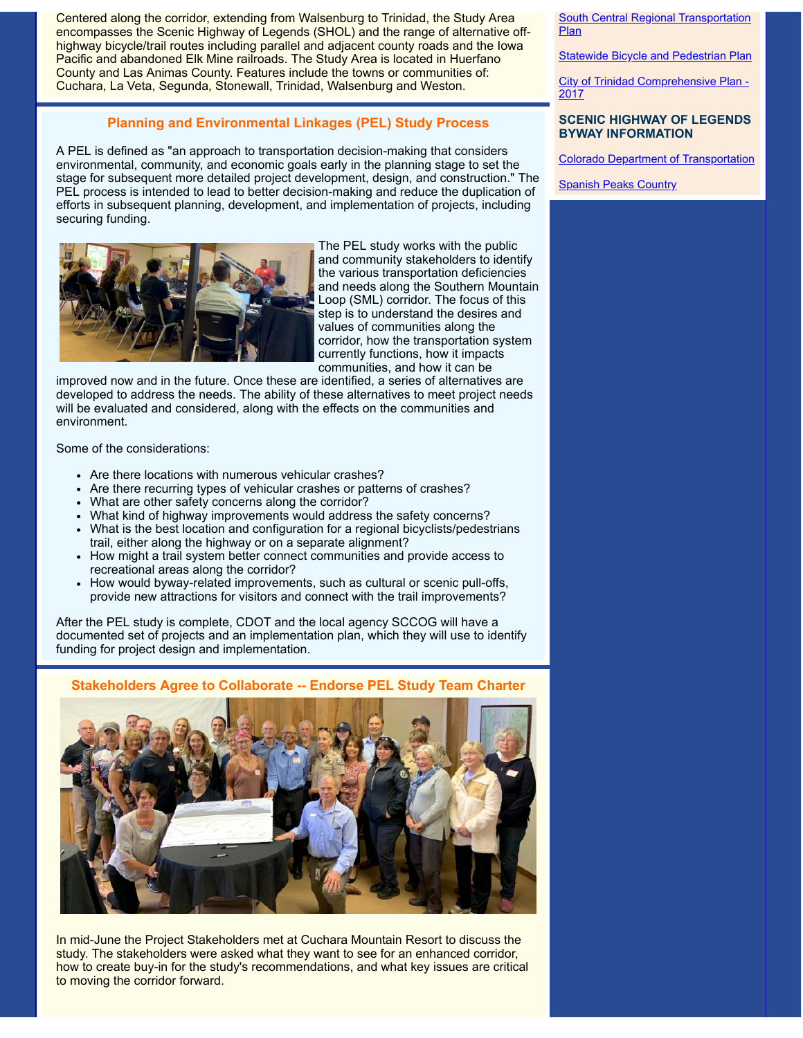Centered along the corridor, extending from Walsenburg to Trinidad, the Study Area encompasses the Scenic Highway of Legends (SHOL) and the range of alternative off-highway bicycle/trail routes including parallel and adjacent county roads and the Iowa Pacific and abandoned Elk Mine railroads. The Study Area is located in Huerfano County and Las Animas County. Features include the towns or communities of: Cuchara, La Veta, Segunda, Stonewall, Trinidad, Walsenburg and Weston.

## Planning and Environmental Linkages (PEL) Study Process

A PEL is defined as "an approach to transportation decision-making that considers environmental, community, and economic goals early in the planning stage to set the stage for subsequent more detailed project development, design, and construction." The PEL process is intended to lead to better decision-making and reduce the duplication of efforts in subsequent planning, development, and implementation of projects, including securing funding.

The PEL study works with the public and community stakeholders to identify the various transportation deficiencies and needs along the Southern Mountain Loop (SML) corridor. The focus of this step is to understand the desires and values of communities along the corridor, how the transportation system currently functions, how it impacts communities, and how it can be improved now and in the future. Once these are identified, a series of alternatives are developed to address the needs. The ability of these alternatives to meet project needs will be evaluated and considered, along with the effects on the communities and environment.

Some of the considerations:

- Are there locations with numerous vehicular crashes?
- Are there recurring types of vehicular crashes or patterns of crashes?
- What are other safety concerns along the corridor?
- What kind of highway improvements would address the safety concerns?
- What is the best location and configuration for a regional bicyclists/pedestrians trail, either along the highway or on a separate alignment?
- How might a trail system better connect communities and provide access to recreational areas along the corridor?
- How would byway-related improvements, such as cultural or scenic pull-offs, provide new attractions for visitors and connect with the trail improvements?

After the PEL study is complete, CDOT and the local agency SCCOG will have a documented set of projects and an implementation plan, which they will use to identify funding for project design and implementation.

## Stakeholders Agree to Collaborate -- Endorse PEL Study Team Charter

In mid-June the Project Stakeholders met at Cuchara Mountain Resort to discuss the study. The stakeholders were asked what they want to see for an enhanced corridor, how to create buy-in for the study's recommendations, and what key issues are critical to moving the corridor forward.

[South Central Regional Transportation Plan]

[Statewide Bicycle and Pedestrian Plan]

[City of Trinidad Comprehensive Plan - 2017]

### SCENIC HIGHWAY OF LEGENDS BYWAY INFORMATION

[Colorado Department of Transportation]

[Spanish Peaks Country]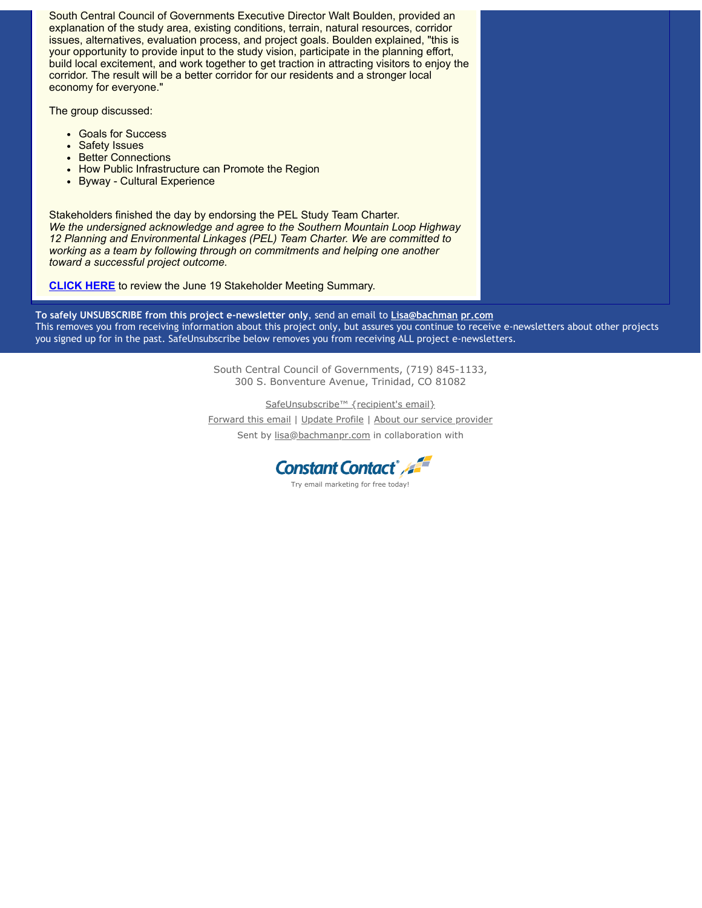South Central Council of Governments Executive Director Walt Boulden, provided an explanation of the study area, existing conditions, terrain, natural resources, corridor issues, alternatives, evaluation process, and project goals. Boulden explained, "this is your opportunity to provide input to the study vision, participate in the planning effort, build local excitement, and work together to get traction in attracting visitors to enjoy the corridor. The result will be a better corridor for our residents and a stronger local economy for everyone."

The group discussed:

- Goals for Success
- Safety Issues
- Better Connections
- How Public Infrastructure can Promote the Region
- Byway - Cultural Experience

Stakeholders finished the day by endorsing the PEL Study Team Charter.
*We the undersigned acknowledge and agree to the Southern Mountain Loop Highway 12 Planning and Environmental Linkages (PEL) Team Charter. We are committed to working as a team by following through on commitments and helping one another toward a successful project outcome.*

**CLICK HERE** to review the June 19 Stakeholder Meeting Summary.

**To safely UNSUBSCRIBE from this project e-newsletter only**, send an email to **Lisa@bachman pr.com**
This removes you from receiving information about this project only, but assures you continue to receive e-newsletters about other projects you signed up for in the past. SafeUnsubscribe below removes you from receiving ALL project e-newsletters.

South Central Council of Governments, (719) 845-1133,
300 S. Bonventure Avenue, Trinidad, CO 81082

SafeUnsubscribe™ {recipient's email}

Forward this email | Update Profile | About our service provider

Sent by lisa@bachmanpr.com in collaboration with

Constant Contact

Try email marketing for free today!